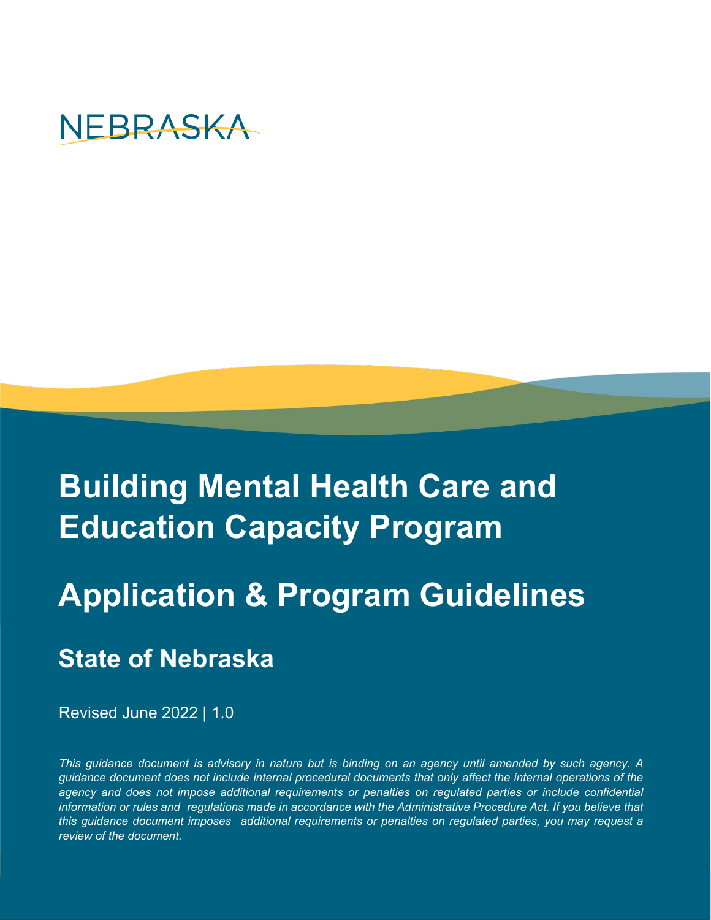NEBRASKA

# Building Mental Health Care and Education Capacity Program

# Application & Program Guidelines

## State of Nebraska

Revised June 2022 | 1.0

*This guidance document is advisory in nature but is binding on an agency until amended by such agency. A guidance document does not include internal procedural documents that only affect the internal operations of the agency and does not impose additional requirements or penalties on regulated parties or include confidential information or rules and regulations made in accordance with the Administrative Procedure Act. If you believe that this guidance document imposes additional requirements or penalties on regulated parties, you may request a review of the document.*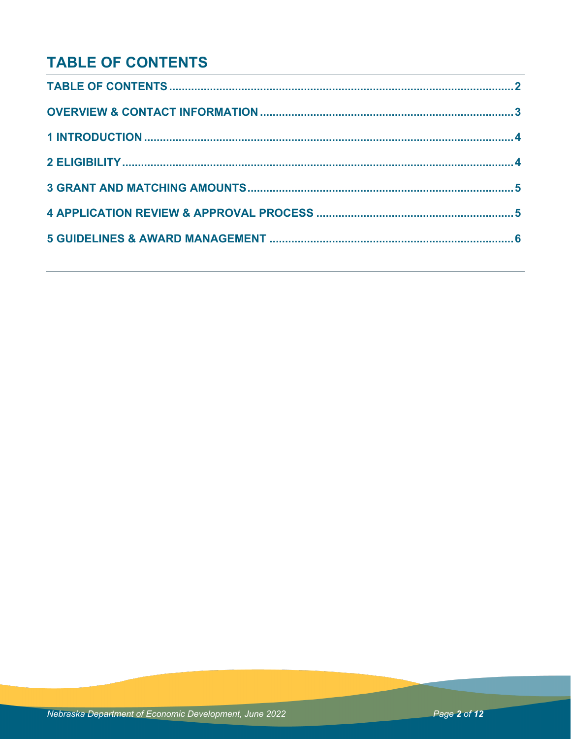# TABLE OF CONTENTS

TABLE OF CONTENTS ........................................................................................................ 2

OVERVIEW & CONTACT INFORMATION ........................................................................ 3

1 INTRODUCTION ............................................................................................................. 4

2 ELIGIBILITY ..................................................................................................................... 4

3 GRANT AND MATCHING AMOUNTS ........................................................................... 5

4 APPLICATION REVIEW & APPROVAL PROCESS ....................................................... 5

5 GUIDELINES & AWARD MANAGEMENT ..................................................................... 6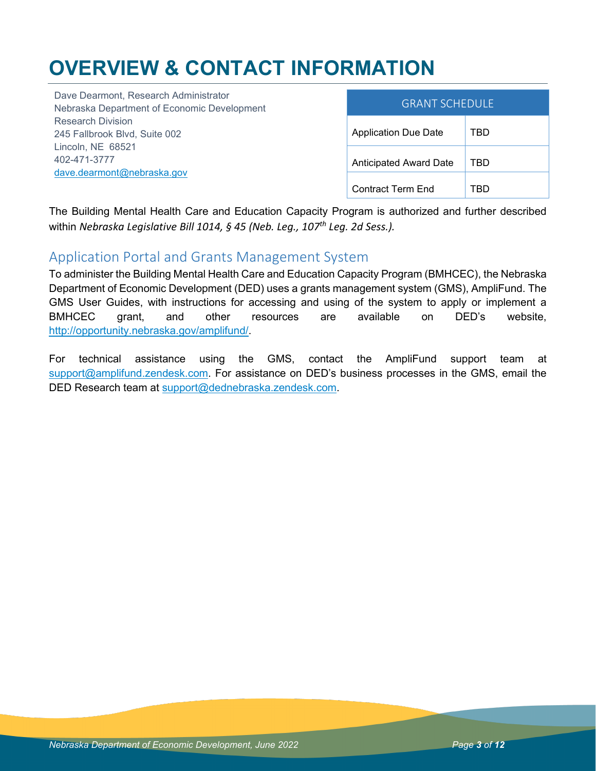# OVERVIEW & CONTACT INFORMATION

Dave Dearmont, Research Administrator
Nebraska Department of Economic Development
Research Division
245 Fallbrook Blvd, Suite 002
Lincoln, NE 68521
402-471-3777
dave.dearmont@nebraska.gov

| GRANT SCHEDULE | |
|---|---|
| Application Due Date | TBD |
| Anticipated Award Date | TBD |
| Contract Term End | TBD |

The Building Mental Health Care and Education Capacity Program is authorized and further described within *Nebraska Legislative Bill 1014, § 45 (Neb. Leg., 107th Leg. 2d Sess.).*

## Application Portal and Grants Management System

To administer the Building Mental Health Care and Education Capacity Program (BMHCEC), the Nebraska Department of Economic Development (DED) uses a grants management system (GMS), AmpliFund. The GMS User Guides, with instructions for accessing and using of the system to apply or implement a BMHCEC grant, and other resources are available on DED's website, http://opportunity.nebraska.gov/amplifund/.

For technical assistance using the GMS, contact the AmpliFund support team at support@amplifund.zendesk.com. For assistance on DED's business processes in the GMS, email the DED Research team at support@dednebraska.zendesk.com.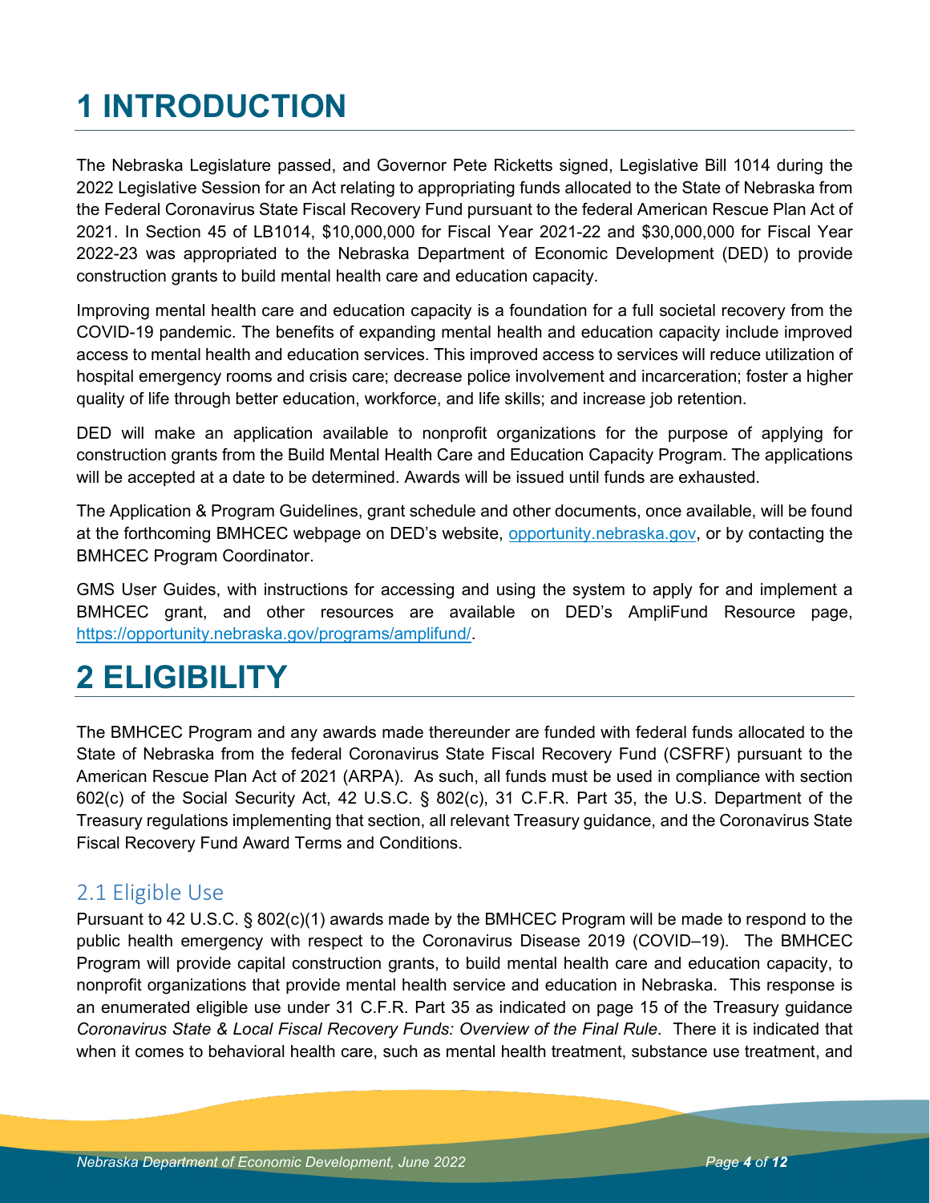# 1 INTRODUCTION

The Nebraska Legislature passed, and Governor Pete Ricketts signed, Legislative Bill 1014 during the 2022 Legislative Session for an Act relating to appropriating funds allocated to the State of Nebraska from the Federal Coronavirus State Fiscal Recovery Fund pursuant to the federal American Rescue Plan Act of 2021. In Section 45 of LB1014, $10,000,000 for Fiscal Year 2021-22 and $30,000,000 for Fiscal Year 2022-23 was appropriated to the Nebraska Department of Economic Development (DED) to provide construction grants to build mental health care and education capacity.

Improving mental health care and education capacity is a foundation for a full societal recovery from the COVID-19 pandemic. The benefits of expanding mental health and education capacity include improved access to mental health and education services. This improved access to services will reduce utilization of hospital emergency rooms and crisis care; decrease police involvement and incarceration; foster a higher quality of life through better education, workforce, and life skills; and increase job retention.

DED will make an application available to nonprofit organizations for the purpose of applying for construction grants from the Build Mental Health Care and Education Capacity Program. The applications will be accepted at a date to be determined. Awards will be issued until funds are exhausted.

The Application & Program Guidelines, grant schedule and other documents, once available, will be found at the forthcoming BMHCEC webpage on DED's website, [opportunity.nebraska.gov](opportunity.nebraska.gov), or by contacting the BMHCEC Program Coordinator.

GMS User Guides, with instructions for accessing and using the system to apply for and implement a BMHCEC grant, and other resources are available on DED's AmpliFund Resource page, [https://opportunity.nebraska.gov/programs/amplifund/](https://opportunity.nebraska.gov/programs/amplifund/).

# 2 ELIGIBILITY

The BMHCEC Program and any awards made thereunder are funded with federal funds allocated to the State of Nebraska from the federal Coronavirus State Fiscal Recovery Fund (CSFRF) pursuant to the American Rescue Plan Act of 2021 (ARPA). As such, all funds must be used in compliance with section 602(c) of the Social Security Act, 42 U.S.C. § 802(c), 31 C.F.R. Part 35, the U.S. Department of the Treasury regulations implementing that section, all relevant Treasury guidance, and the Coronavirus State Fiscal Recovery Fund Award Terms and Conditions.

## 2.1 Eligible Use

Pursuant to 42 U.S.C. § 802(c)(1) awards made by the BMHCEC Program will be made to respond to the public health emergency with respect to the Coronavirus Disease 2019 (COVID–19). The BMHCEC Program will provide capital construction grants, to build mental health care and education capacity, to nonprofit organizations that provide mental health service and education in Nebraska. This response is an enumerated eligible use under 31 C.F.R. Part 35 as indicated on page 15 of the Treasury guidance *Coronavirus State & Local Fiscal Recovery Funds: Overview of the Final Rule*. There it is indicated that when it comes to behavioral health care, such as mental health treatment, substance use treatment, and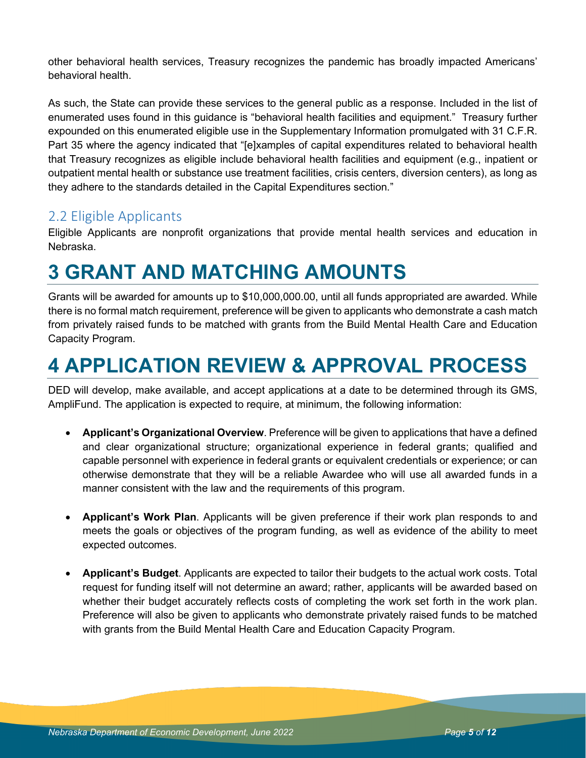other behavioral health services, Treasury recognizes the pandemic has broadly impacted Americans' behavioral health.

As such, the State can provide these services to the general public as a response. Included in the list of enumerated uses found in this guidance is "behavioral health facilities and equipment." Treasury further expounded on this enumerated eligible use in the Supplementary Information promulgated with 31 C.F.R. Part 35 where the agency indicated that "[e]xamples of capital expenditures related to behavioral health that Treasury recognizes as eligible include behavioral health facilities and equipment (e.g., inpatient or outpatient mental health or substance use treatment facilities, crisis centers, diversion centers), as long as they adhere to the standards detailed in the Capital Expenditures section."

## 2.2 Eligible Applicants

Eligible Applicants are nonprofit organizations that provide mental health services and education in Nebraska.

# 3 GRANT AND MATCHING AMOUNTS

Grants will be awarded for amounts up to $10,000,000.00, until all funds appropriated are awarded. While there is no formal match requirement, preference will be given to applicants who demonstrate a cash match from privately raised funds to be matched with grants from the Build Mental Health Care and Education Capacity Program.

# 4 APPLICATION REVIEW & APPROVAL PROCESS

DED will develop, make available, and accept applications at a date to be determined through its GMS, AmpliFund. The application is expected to require, at minimum, the following information:

- **Applicant's Organizational Overview**. Preference will be given to applications that have a defined and clear organizational structure; organizational experience in federal grants; qualified and capable personnel with experience in federal grants or equivalent credentials or experience; or can otherwise demonstrate that they will be a reliable Awardee who will use all awarded funds in a manner consistent with the law and the requirements of this program.

- **Applicant's Work Plan**. Applicants will be given preference if their work plan responds to and meets the goals or objectives of the program funding, as well as evidence of the ability to meet expected outcomes.

- **Applicant's Budget**. Applicants are expected to tailor their budgets to the actual work costs. Total request for funding itself will not determine an award; rather, applicants will be awarded based on whether their budget accurately reflects costs of completing the work set forth in the work plan. Preference will also be given to applicants who demonstrate privately raised funds to be matched with grants from the Build Mental Health Care and Education Capacity Program.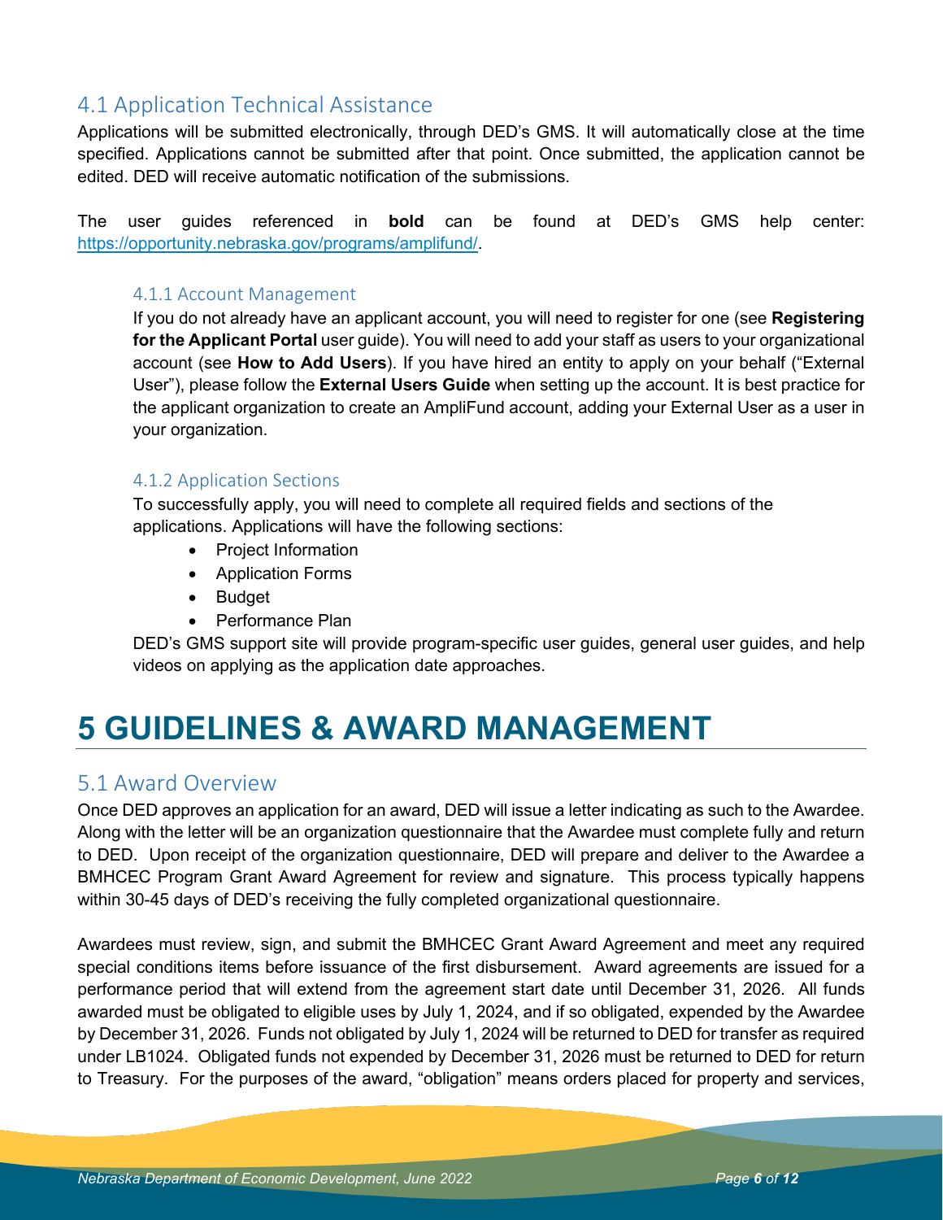## 4.1 Application Technical Assistance

Applications will be submitted electronically, through DED's GMS. It will automatically close at the time specified. Applications cannot be submitted after that point. Once submitted, the application cannot be edited. DED will receive automatic notification of the submissions.

The user guides referenced in **bold** can be found at DED's GMS help center: https://opportunity.nebraska.gov/programs/amplifund/.

### 4.1.1 Account Management

If you do not already have an applicant account, you will need to register for one (see **Registering for the Applicant Portal** user guide). You will need to add your staff as users to your organizational account (see **How to Add Users**). If you have hired an entity to apply on your behalf ("External User"), please follow the **External Users Guide** when setting up the account. It is best practice for the applicant organization to create an AmpliFund account, adding your External User as a user in your organization.

### 4.1.2 Application Sections

To successfully apply, you will need to complete all required fields and sections of the applications. Applications will have the following sections:

- Project Information
- Application Forms
- Budget
- Performance Plan

DED's GMS support site will provide program-specific user guides, general user guides, and help videos on applying as the application date approaches.

# 5 GUIDELINES & AWARD MANAGEMENT

## 5.1 Award Overview

Once DED approves an application for an award, DED will issue a letter indicating as such to the Awardee. Along with the letter will be an organization questionnaire that the Awardee must complete fully and return to DED. Upon receipt of the organization questionnaire, DED will prepare and deliver to the Awardee a BMHCEC Program Grant Award Agreement for review and signature. This process typically happens within 30-45 days of DED's receiving the fully completed organizational questionnaire.

Awardees must review, sign, and submit the BMHCEC Grant Award Agreement and meet any required special conditions items before issuance of the first disbursement. Award agreements are issued for a performance period that will extend from the agreement start date until December 31, 2026. All funds awarded must be obligated to eligible uses by July 1, 2024, and if so obligated, expended by the Awardee by December 31, 2026. Funds not obligated by July 1, 2024 will be returned to DED for transfer as required under LB1024. Obligated funds not expended by December 31, 2026 must be returned to DED for return to Treasury. For the purposes of the award, "obligation" means orders placed for property and services,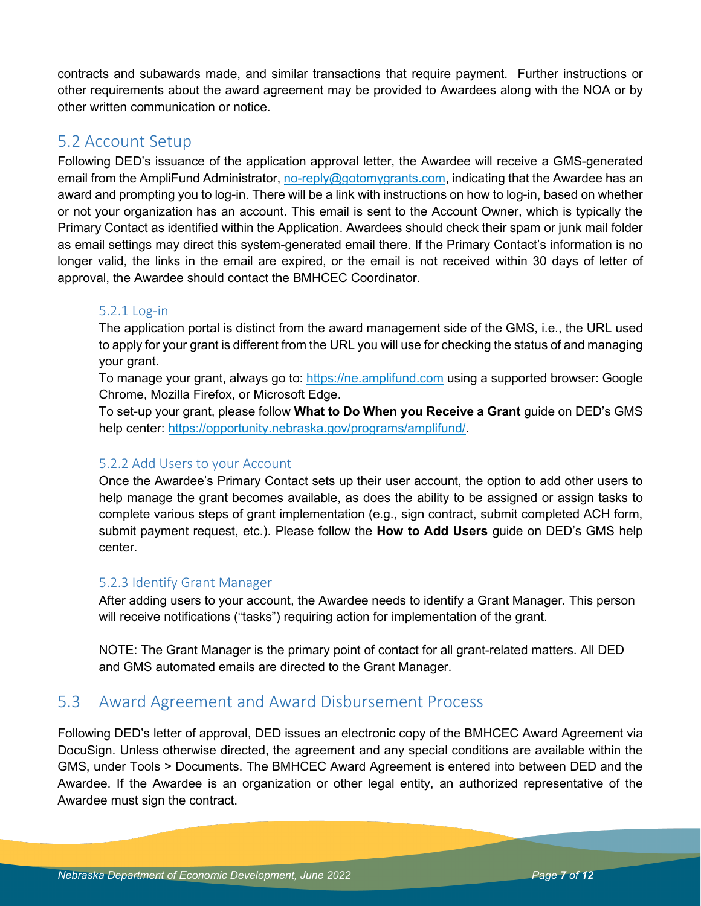contracts and subawards made, and similar transactions that require payment. Further instructions or other requirements about the award agreement may be provided to Awardees along with the NOA or by other written communication or notice.

## 5.2 Account Setup

Following DED's issuance of the application approval letter, the Awardee will receive a GMS-generated email from the AmpliFund Administrator, no-reply@gotomygrants.com, indicating that the Awardee has an award and prompting you to log-in. There will be a link with instructions on how to log-in, based on whether or not your organization has an account. This email is sent to the Account Owner, which is typically the Primary Contact as identified within the Application. Awardees should check their spam or junk mail folder as email settings may direct this system-generated email there. If the Primary Contact's information is no longer valid, the links in the email are expired, or the email is not received within 30 days of letter of approval, the Awardee should contact the BMHCEC Coordinator.

### 5.2.1 Log-in

The application portal is distinct from the award management side of the GMS, i.e., the URL used to apply for your grant is different from the URL you will use for checking the status of and managing your grant.

To manage your grant, always go to: https://ne.amplifund.com using a supported browser: Google Chrome, Mozilla Firefox, or Microsoft Edge.

To set-up your grant, please follow **What to Do When you Receive a Grant** guide on DED's GMS help center: https://opportunity.nebraska.gov/programs/amplifund/.

### 5.2.2 Add Users to your Account

Once the Awardee's Primary Contact sets up their user account, the option to add other users to help manage the grant becomes available, as does the ability to be assigned or assign tasks to complete various steps of grant implementation (e.g., sign contract, submit completed ACH form, submit payment request, etc.). Please follow the **How to Add Users** guide on DED's GMS help center.

### 5.2.3 Identify Grant Manager

After adding users to your account, the Awardee needs to identify a Grant Manager. This person will receive notifications ("tasks") requiring action for implementation of the grant.

NOTE: The Grant Manager is the primary point of contact for all grant-related matters. All DED and GMS automated emails are directed to the Grant Manager.

## 5.3 Award Agreement and Award Disbursement Process

Following DED's letter of approval, DED issues an electronic copy of the BMHCEC Award Agreement via DocuSign. Unless otherwise directed, the agreement and any special conditions are available within the GMS, under Tools > Documents. The BMHCEC Award Agreement is entered into between DED and the Awardee. If the Awardee is an organization or other legal entity, an authorized representative of the Awardee must sign the contract.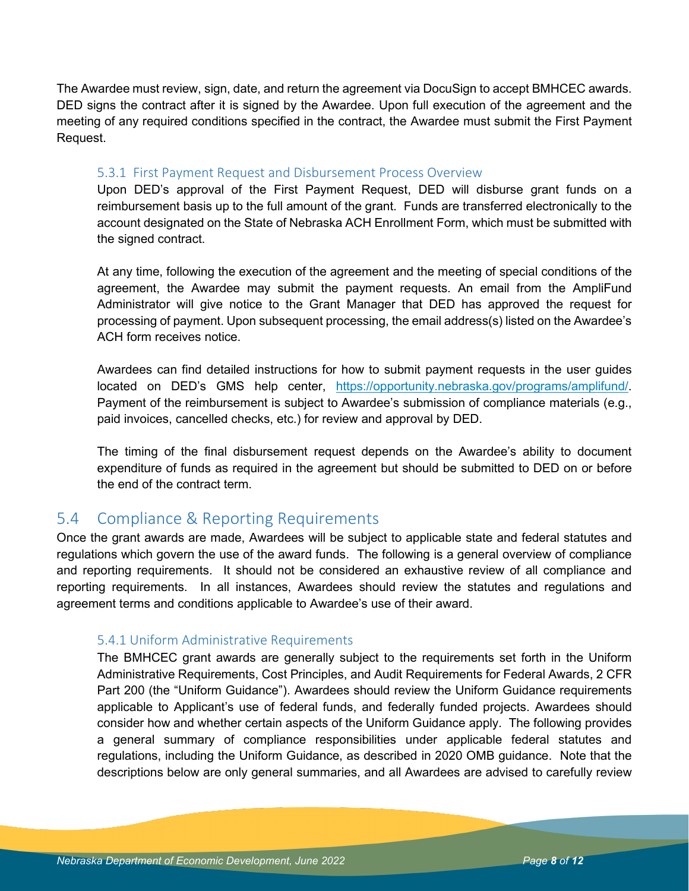The Awardee must review, sign, date, and return the agreement via DocuSign to accept BMHCEC awards. DED signs the contract after it is signed by the Awardee. Upon full execution of the agreement and the meeting of any required conditions specified in the contract, the Awardee must submit the First Payment Request.

### 5.3.1 First Payment Request and Disbursement Process Overview

Upon DED's approval of the First Payment Request, DED will disburse grant funds on a reimbursement basis up to the full amount of the grant. Funds are transferred electronically to the account designated on the State of Nebraska ACH Enrollment Form, which must be submitted with the signed contract.

At any time, following the execution of the agreement and the meeting of special conditions of the agreement, the Awardee may submit the payment requests. An email from the AmpliFund Administrator will give notice to the Grant Manager that DED has approved the request for processing of payment. Upon subsequent processing, the email address(s) listed on the Awardee's ACH form receives notice.

Awardees can find detailed instructions for how to submit payment requests in the user guides located on DED's GMS help center, https://opportunity.nebraska.gov/programs/amplifund/. Payment of the reimbursement is subject to Awardee's submission of compliance materials (e.g., paid invoices, cancelled checks, etc.) for review and approval by DED.

The timing of the final disbursement request depends on the Awardee's ability to document expenditure of funds as required in the agreement but should be submitted to DED on or before the end of the contract term.

## 5.4 Compliance & Reporting Requirements

Once the grant awards are made, Awardees will be subject to applicable state and federal statutes and regulations which govern the use of the award funds. The following is a general overview of compliance and reporting requirements. It should not be considered an exhaustive review of all compliance and reporting requirements. In all instances, Awardees should review the statutes and regulations and agreement terms and conditions applicable to Awardee's use of their award.

### 5.4.1 Uniform Administrative Requirements

The BMHCEC grant awards are generally subject to the requirements set forth in the Uniform Administrative Requirements, Cost Principles, and Audit Requirements for Federal Awards, 2 CFR Part 200 (the "Uniform Guidance"). Awardees should review the Uniform Guidance requirements applicable to Applicant's use of federal funds, and federally funded projects. Awardees should consider how and whether certain aspects of the Uniform Guidance apply. The following provides a general summary of compliance responsibilities under applicable federal statutes and regulations, including the Uniform Guidance, as described in 2020 OMB guidance. Note that the descriptions below are only general summaries, and all Awardees are advised to carefully review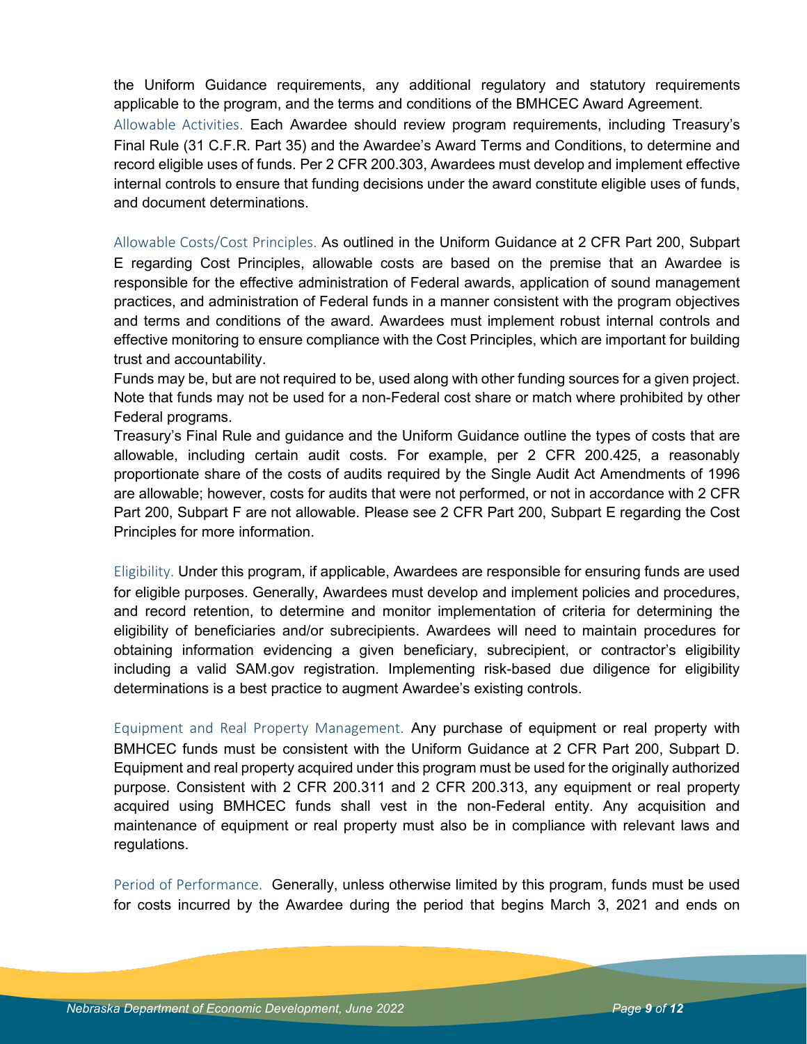the Uniform Guidance requirements, any additional regulatory and statutory requirements applicable to the program, and the terms and conditions of the BMHCEC Award Agreement.

Allowable Activities. Each Awardee should review program requirements, including Treasury's Final Rule (31 C.F.R. Part 35) and the Awardee's Award Terms and Conditions, to determine and record eligible uses of funds. Per 2 CFR 200.303, Awardees must develop and implement effective internal controls to ensure that funding decisions under the award constitute eligible uses of funds, and document determinations.

Allowable Costs/Cost Principles. As outlined in the Uniform Guidance at 2 CFR Part 200, Subpart E regarding Cost Principles, allowable costs are based on the premise that an Awardee is responsible for the effective administration of Federal awards, application of sound management practices, and administration of Federal funds in a manner consistent with the program objectives and terms and conditions of the award. Awardees must implement robust internal controls and effective monitoring to ensure compliance with the Cost Principles, which are important for building trust and accountability.

Funds may be, but are not required to be, used along with other funding sources for a given project. Note that funds may not be used for a non-Federal cost share or match where prohibited by other Federal programs.

Treasury's Final Rule and guidance and the Uniform Guidance outline the types of costs that are allowable, including certain audit costs. For example, per 2 CFR 200.425, a reasonably proportionate share of the costs of audits required by the Single Audit Act Amendments of 1996 are allowable; however, costs for audits that were not performed, or not in accordance with 2 CFR Part 200, Subpart F are not allowable. Please see 2 CFR Part 200, Subpart E regarding the Cost Principles for more information.

Eligibility. Under this program, if applicable, Awardees are responsible for ensuring funds are used for eligible purposes. Generally, Awardees must develop and implement policies and procedures, and record retention, to determine and monitor implementation of criteria for determining the eligibility of beneficiaries and/or subrecipients. Awardees will need to maintain procedures for obtaining information evidencing a given beneficiary, subrecipient, or contractor's eligibility including a valid SAM.gov registration. Implementing risk-based due diligence for eligibility determinations is a best practice to augment Awardee's existing controls.

Equipment and Real Property Management. Any purchase of equipment or real property with BMHCEC funds must be consistent with the Uniform Guidance at 2 CFR Part 200, Subpart D. Equipment and real property acquired under this program must be used for the originally authorized purpose. Consistent with 2 CFR 200.311 and 2 CFR 200.313, any equipment or real property acquired using BMHCEC funds shall vest in the non-Federal entity. Any acquisition and maintenance of equipment or real property must also be in compliance with relevant laws and regulations.

Period of Performance. Generally, unless otherwise limited by this program, funds must be used for costs incurred by the Awardee during the period that begins March 3, 2021 and ends on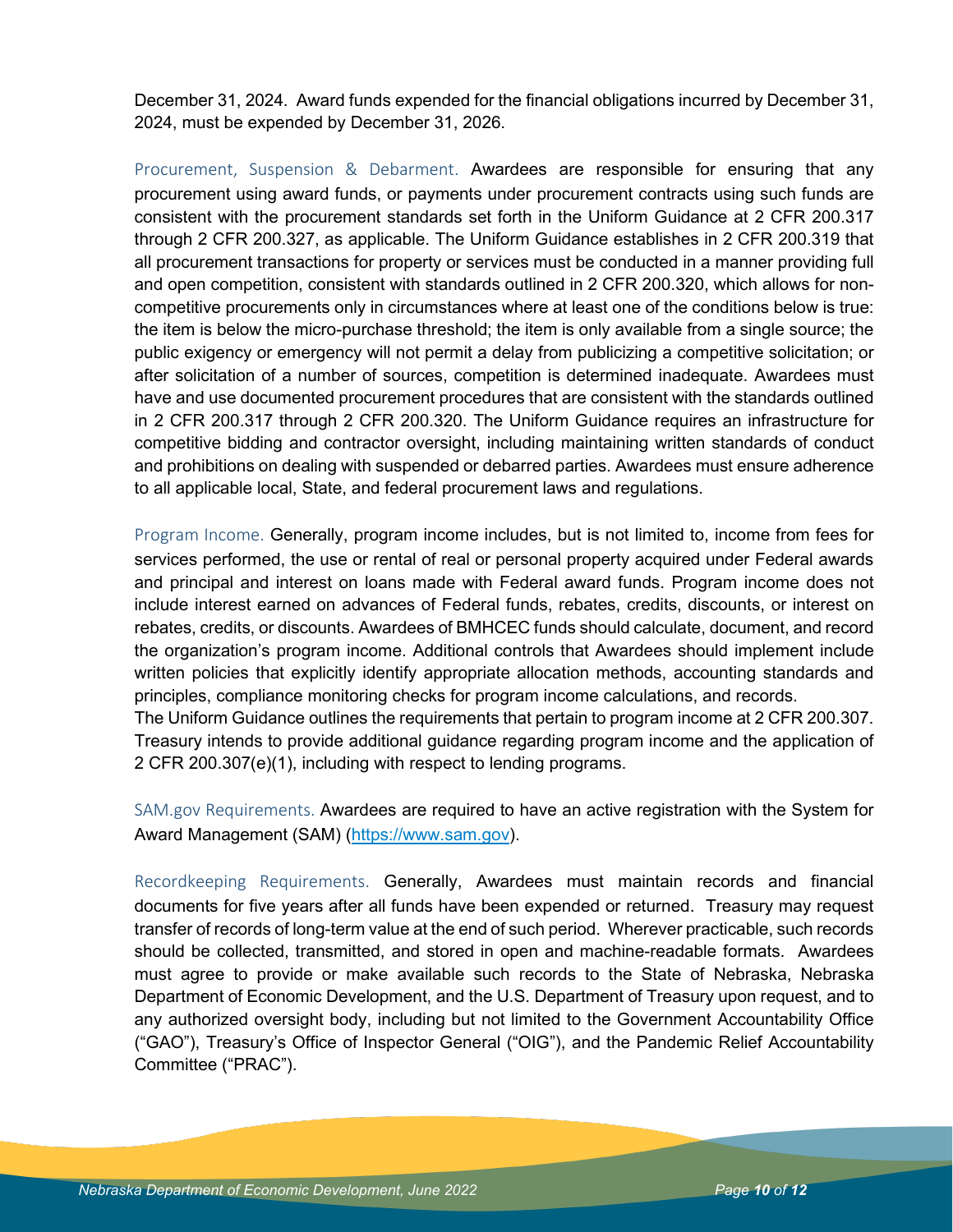December 31, 2024. Award funds expended for the financial obligations incurred by December 31, 2024, must be expended by December 31, 2026.

Procurement, Suspension & Debarment. Awardees are responsible for ensuring that any procurement using award funds, or payments under procurement contracts using such funds are consistent with the procurement standards set forth in the Uniform Guidance at 2 CFR 200.317 through 2 CFR 200.327, as applicable. The Uniform Guidance establishes in 2 CFR 200.319 that all procurement transactions for property or services must be conducted in a manner providing full and open competition, consistent with standards outlined in 2 CFR 200.320, which allows for non-competitive procurements only in circumstances where at least one of the conditions below is true: the item is below the micro-purchase threshold; the item is only available from a single source; the public exigency or emergency will not permit a delay from publicizing a competitive solicitation; or after solicitation of a number of sources, competition is determined inadequate. Awardees must have and use documented procurement procedures that are consistent with the standards outlined in 2 CFR 200.317 through 2 CFR 200.320. The Uniform Guidance requires an infrastructure for competitive bidding and contractor oversight, including maintaining written standards of conduct and prohibitions on dealing with suspended or debarred parties. Awardees must ensure adherence to all applicable local, State, and federal procurement laws and regulations.

Program Income. Generally, program income includes, but is not limited to, income from fees for services performed, the use or rental of real or personal property acquired under Federal awards and principal and interest on loans made with Federal award funds. Program income does not include interest earned on advances of Federal funds, rebates, credits, discounts, or interest on rebates, credits, or discounts. Awardees of BMHCEC funds should calculate, document, and record the organization's program income. Additional controls that Awardees should implement include written policies that explicitly identify appropriate allocation methods, accounting standards and principles, compliance monitoring checks for program income calculations, and records.
The Uniform Guidance outlines the requirements that pertain to program income at 2 CFR 200.307. Treasury intends to provide additional guidance regarding program income and the application of 2 CFR 200.307(e)(1), including with respect to lending programs.

SAM.gov Requirements. Awardees are required to have an active registration with the System for Award Management (SAM) ([https://www.sam.gov](https://www.sam.gov)).

Recordkeeping Requirements. Generally, Awardees must maintain records and financial documents for five years after all funds have been expended or returned. Treasury may request transfer of records of long-term value at the end of such period. Wherever practicable, such records should be collected, transmitted, and stored in open and machine-readable formats. Awardees must agree to provide or make available such records to the State of Nebraska, Nebraska Department of Economic Development, and the U.S. Department of Treasury upon request, and to any authorized oversight body, including but not limited to the Government Accountability Office ("GAO"), Treasury's Office of Inspector General ("OIG"), and the Pandemic Relief Accountability Committee ("PRAC").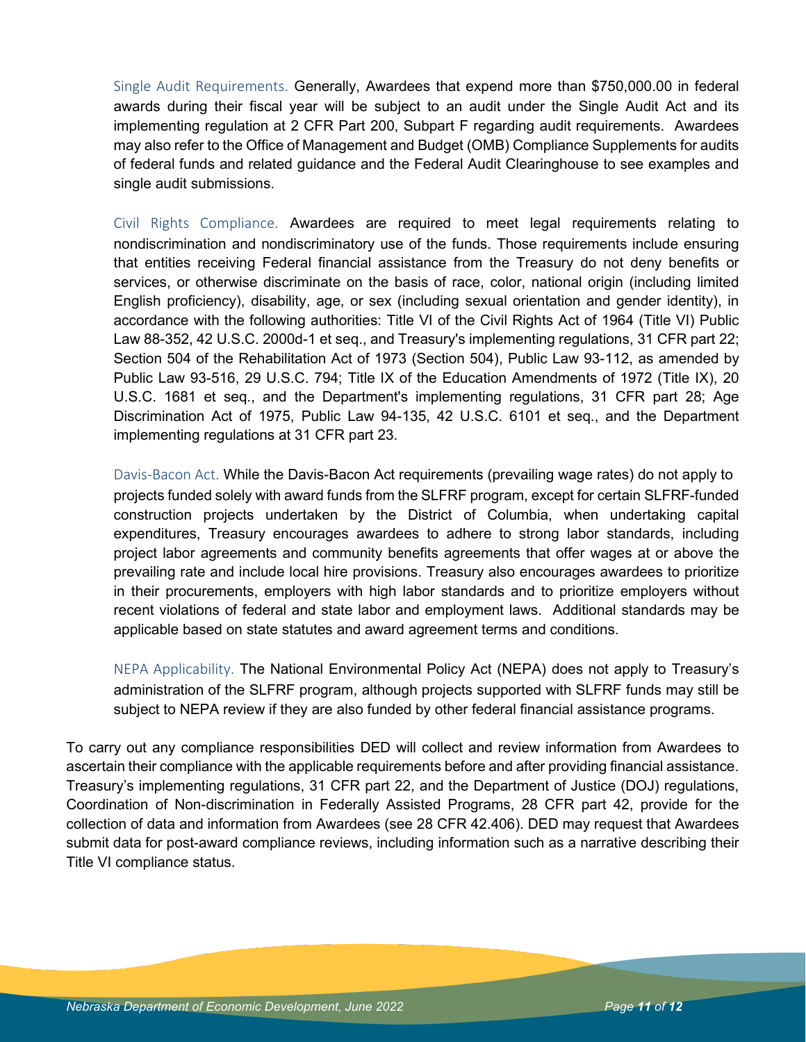Single Audit Requirements. Generally, Awardees that expend more than $750,000.00 in federal awards during their fiscal year will be subject to an audit under the Single Audit Act and its implementing regulation at 2 CFR Part 200, Subpart F regarding audit requirements. Awardees may also refer to the Office of Management and Budget (OMB) Compliance Supplements for audits of federal funds and related guidance and the Federal Audit Clearinghouse to see examples and single audit submissions.

Civil Rights Compliance. Awardees are required to meet legal requirements relating to nondiscrimination and nondiscriminatory use of the funds. Those requirements include ensuring that entities receiving Federal financial assistance from the Treasury do not deny benefits or services, or otherwise discriminate on the basis of race, color, national origin (including limited English proficiency), disability, age, or sex (including sexual orientation and gender identity), in accordance with the following authorities: Title VI of the Civil Rights Act of 1964 (Title VI) Public Law 88-352, 42 U.S.C. 2000d-1 et seq., and Treasury's implementing regulations, 31 CFR part 22; Section 504 of the Rehabilitation Act of 1973 (Section 504), Public Law 93-112, as amended by Public Law 93-516, 29 U.S.C. 794; Title IX of the Education Amendments of 1972 (Title IX), 20 U.S.C. 1681 et seq., and the Department's implementing regulations, 31 CFR part 28; Age Discrimination Act of 1975, Public Law 94-135, 42 U.S.C. 6101 et seq., and the Department implementing regulations at 31 CFR part 23.

Davis-Bacon Act. While the Davis-Bacon Act requirements (prevailing wage rates) do not apply to projects funded solely with award funds from the SLFRF program, except for certain SLFRF-funded construction projects undertaken by the District of Columbia, when undertaking capital expenditures, Treasury encourages awardees to adhere to strong labor standards, including project labor agreements and community benefits agreements that offer wages at or above the prevailing rate and include local hire provisions. Treasury also encourages awardees to prioritize in their procurements, employers with high labor standards and to prioritize employers without recent violations of federal and state labor and employment laws. Additional standards may be applicable based on state statutes and award agreement terms and conditions.

NEPA Applicability. The National Environmental Policy Act (NEPA) does not apply to Treasury's administration of the SLFRF program, although projects supported with SLFRF funds may still be subject to NEPA review if they are also funded by other federal financial assistance programs.

To carry out any compliance responsibilities DED will collect and review information from Awardees to ascertain their compliance with the applicable requirements before and after providing financial assistance. Treasury's implementing regulations, 31 CFR part 22, and the Department of Justice (DOJ) regulations, Coordination of Non-discrimination in Federally Assisted Programs, 28 CFR part 42, provide for the collection of data and information from Awardees (see 28 CFR 42.406). DED may request that Awardees submit data for post-award compliance reviews, including information such as a narrative describing their Title VI compliance status.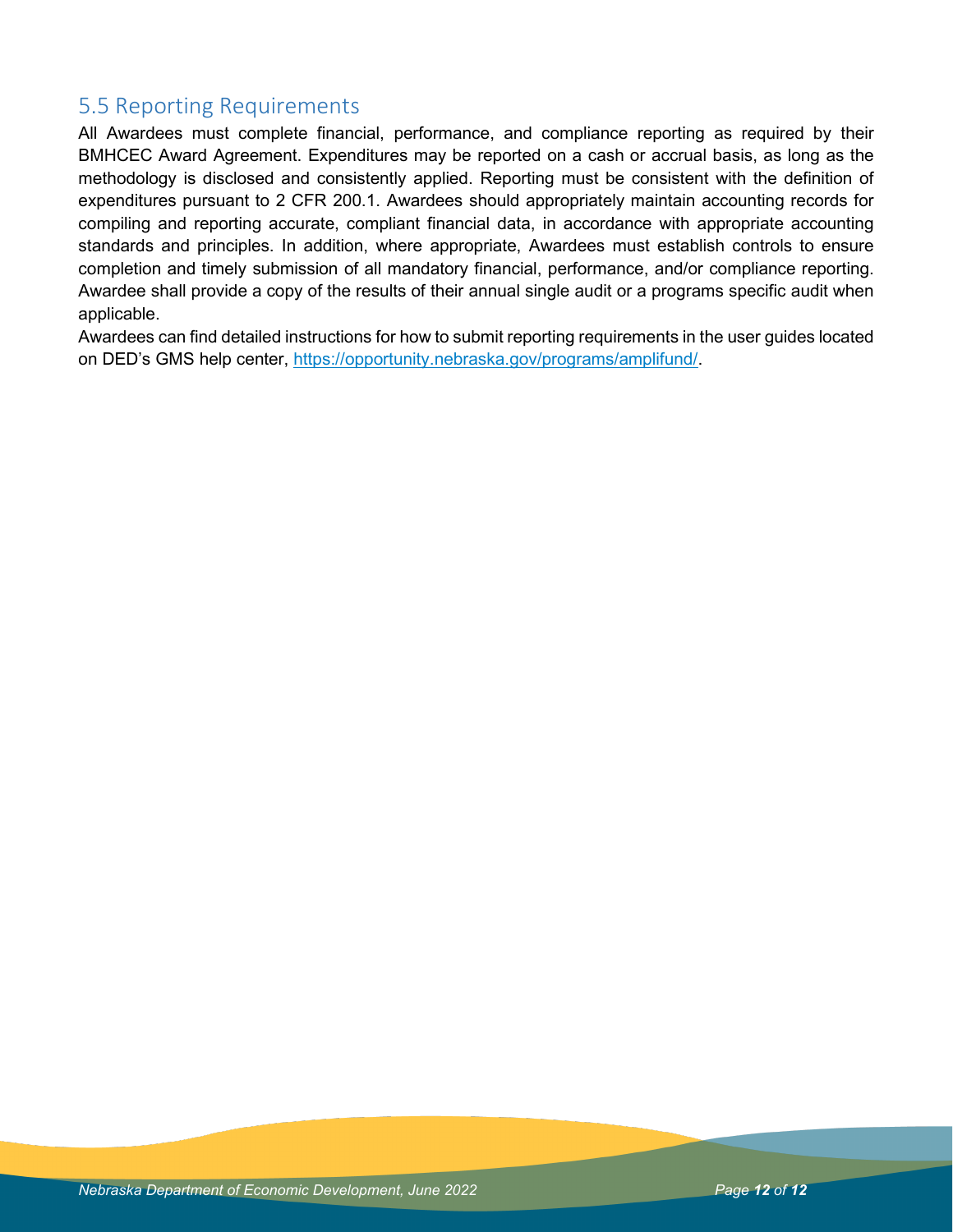## 5.5 Reporting Requirements

All Awardees must complete financial, performance, and compliance reporting as required by their BMHCEC Award Agreement. Expenditures may be reported on a cash or accrual basis, as long as the methodology is disclosed and consistently applied. Reporting must be consistent with the definition of expenditures pursuant to 2 CFR 200.1. Awardees should appropriately maintain accounting records for compiling and reporting accurate, compliant financial data, in accordance with appropriate accounting standards and principles. In addition, where appropriate, Awardees must establish controls to ensure completion and timely submission of all mandatory financial, performance, and/or compliance reporting. Awardee shall provide a copy of the results of their annual single audit or a programs specific audit when applicable.

Awardees can find detailed instructions for how to submit reporting requirements in the user guides located on DED's GMS help center, https://opportunity.nebraska.gov/programs/amplifund/.